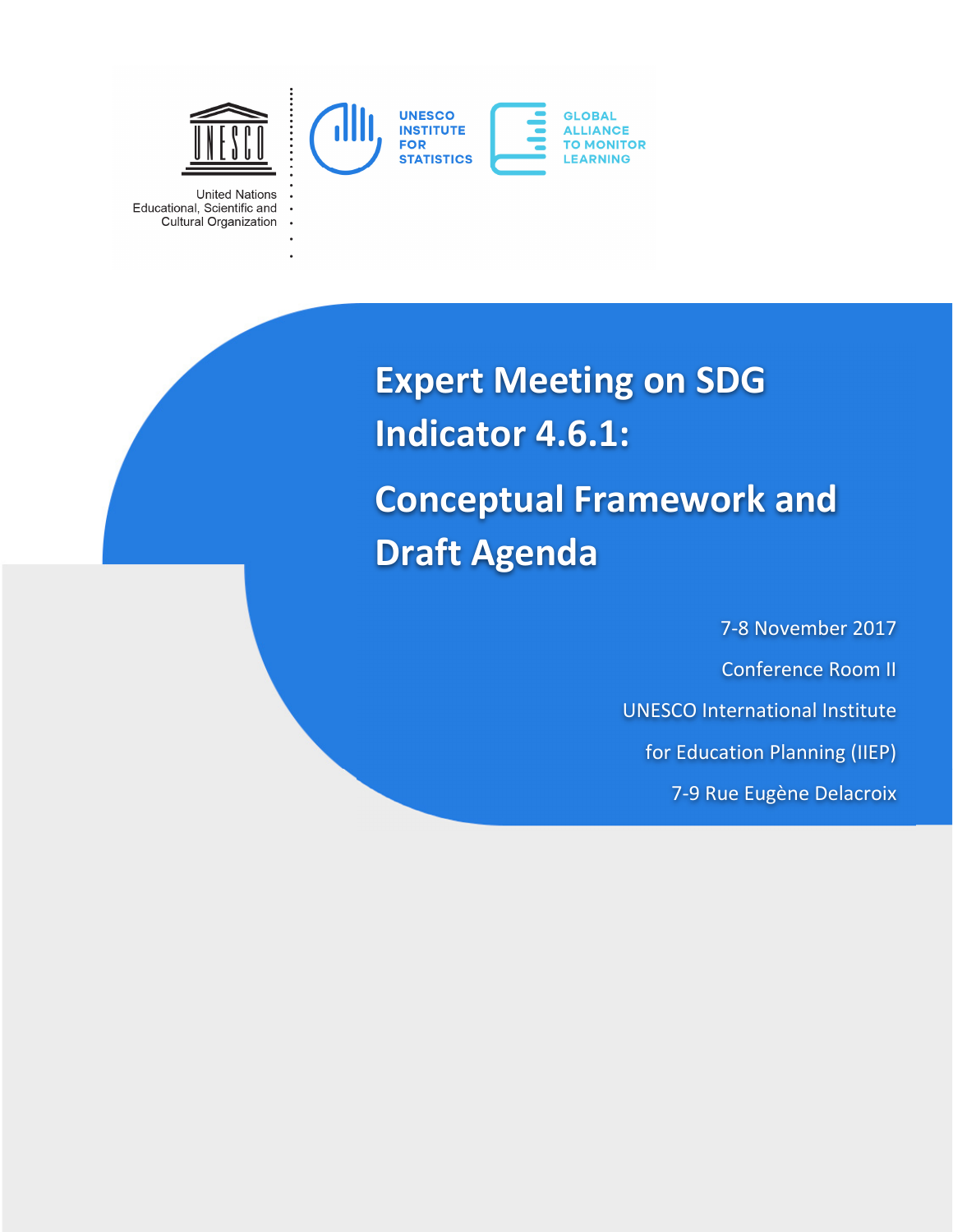United Nations Educational, Scientific and Cultural Organization

UNESCO INSTITUTE FOR STATISTICS

GLOBAL ALLIANCE TO MONITOR LEARNING

# Expert Meeting on SDG Indicator 4.6.1:

# Conceptual Framework and Draft Agenda

7-8 November 2017

Conference Room II

UNESCO International Institute for Education Planning (IIEP)

7-9 Rue Eugène Delacroix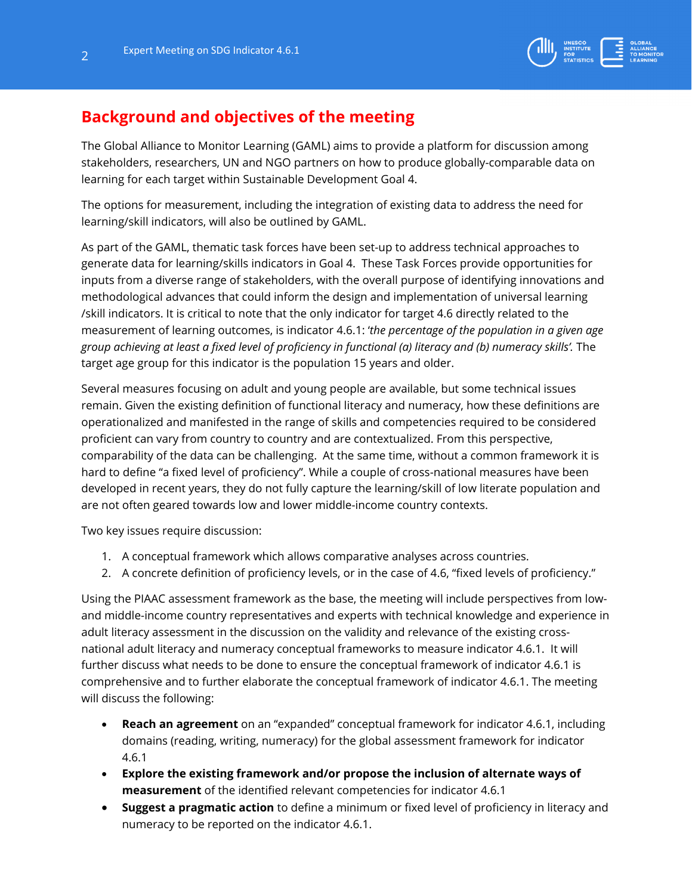## Background and objectives of the meeting

The Global Alliance to Monitor Learning (GAML) aims to provide a platform for discussion among stakeholders, researchers, UN and NGO partners on how to produce globally-comparable data on learning for each target within Sustainable Development Goal 4.

The options for measurement, including the integration of existing data to address the need for learning/skill indicators, will also be outlined by GAML.

As part of the GAML, thematic task forces have been set-up to address technical approaches to generate data for learning/skills indicators in Goal 4. These Task Forces provide opportunities for inputs from a diverse range of stakeholders, with the overall purpose of identifying innovations and methodological advances that could inform the design and implementation of universal learning /skill indicators. It is critical to note that the only indicator for target 4.6 directly related to the measurement of learning outcomes, is indicator 4.6.1: *'the percentage of the population in a given age group achieving at least a fixed level of proficiency in functional (a) literacy and (b) numeracy skills'.* The target age group for this indicator is the population 15 years and older.

Several measures focusing on adult and young people are available, but some technical issues remain. Given the existing definition of functional literacy and numeracy, how these definitions are operationalized and manifested in the range of skills and competencies required to be considered proficient can vary from country to country and are contextualized. From this perspective, comparability of the data can be challenging. At the same time, without a common framework it is hard to define "a fixed level of proficiency". While a couple of cross-national measures have been developed in recent years, they do not fully capture the learning/skill of low literate population and are not often geared towards low and lower middle-income country contexts.

Two key issues require discussion:

1. A conceptual framework which allows comparative analyses across countries.
2. A concrete definition of proficiency levels, or in the case of 4.6, "fixed levels of proficiency."

Using the PIAAC assessment framework as the base, the meeting will include perspectives from low- and middle-income country representatives and experts with technical knowledge and experience in adult literacy assessment in the discussion on the validity and relevance of the existing cross-national adult literacy and numeracy conceptual frameworks to measure indicator 4.6.1. It will further discuss what needs to be done to ensure the conceptual framework of indicator 4.6.1 is comprehensive and to further elaborate the conceptual framework of indicator 4.6.1. The meeting will discuss the following:

- **Reach an agreement** on an "expanded" conceptual framework for indicator 4.6.1, including domains (reading, writing, numeracy) for the global assessment framework for indicator 4.6.1
- **Explore the existing framework and/or propose the inclusion of alternate ways of measurement** of the identified relevant competencies for indicator 4.6.1
- **Suggest a pragmatic action** to define a minimum or fixed level of proficiency in literacy and numeracy to be reported on the indicator 4.6.1.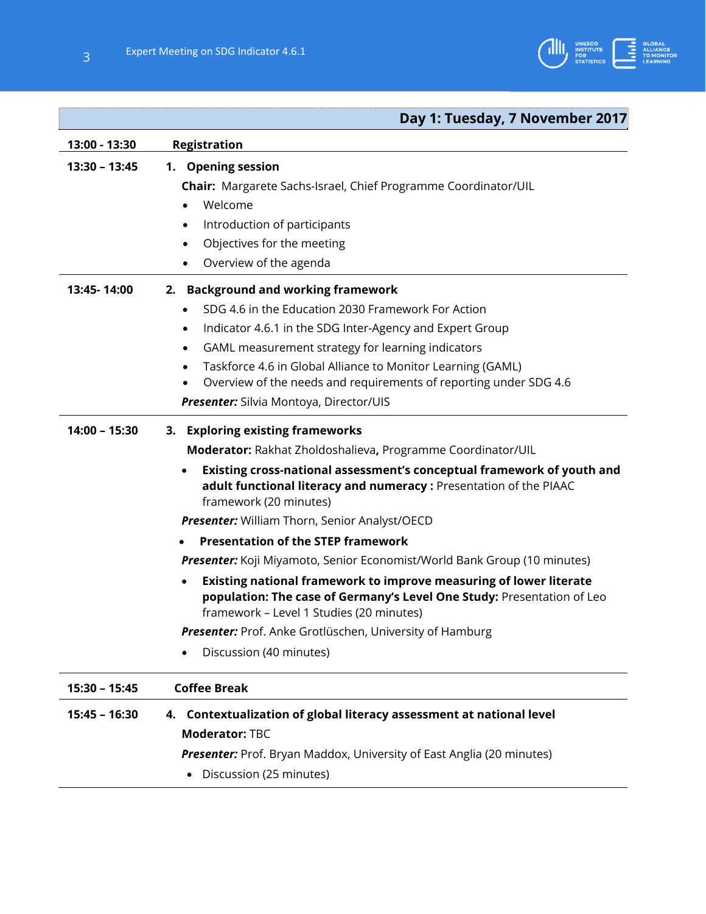## Day 1: Tuesday, 7 November 2017

| Time | Session |
|---|---|
| **13:00 - 13:30** | **Registration** |
| **13:30 – 13:45** | **1. Opening session**<br>**Chair:** Margarete Sachs-Israel, Chief Programme Coordinator/UIL<br>• Welcome<br>• Introduction of participants<br>• Objectives for the meeting<br>• Overview of the agenda |
| **13:45- 14:00** | **2. Background and working framework**<br>• SDG 4.6 in the Education 2030 Framework For Action<br>• Indicator 4.6.1 in the SDG Inter-Agency and Expert Group<br>• GAML measurement strategy for learning indicators<br>• Taskforce 4.6 in Global Alliance to Monitor Learning (GAML)<br>• Overview of the needs and requirements of reporting under SDG 4.6<br>***Presenter:*** Silvia Montoya, Director/UIS |
| **14:00 – 15:30** | **3. Exploring existing frameworks**<br>**Moderator:** Rakhat Zholdoshalieva**,** Programme Coordinator/UIL<br>• **Existing cross-national assessment's conceptual framework of youth and adult functional literacy and numeracy :** Presentation of the PIAAC framework (20 minutes)<br>***Presenter:*** William Thorn, Senior Analyst/OECD<br>• **Presentation of the STEP framework**<br>***Presenter:*** Koji Miyamoto, Senior Economist/World Bank Group (10 minutes)<br>• **Existing national framework to improve measuring of lower literate population: The case of Germany's Level One Study:** Presentation of Leo framework – Level 1 Studies (20 minutes)<br>***Presenter:*** Prof. Anke Grotlüschen, University of Hamburg<br>• Discussion (40 minutes) |
| **15:30 – 15:45** | **Coffee Break** |
| **15:45 – 16:30** | **4. Contextualization of global literacy assessment at national level**<br>**Moderator:** TBC<br>***Presenter:*** Prof. Bryan Maddox, University of East Anglia (20 minutes)<br>• Discussion (25 minutes) |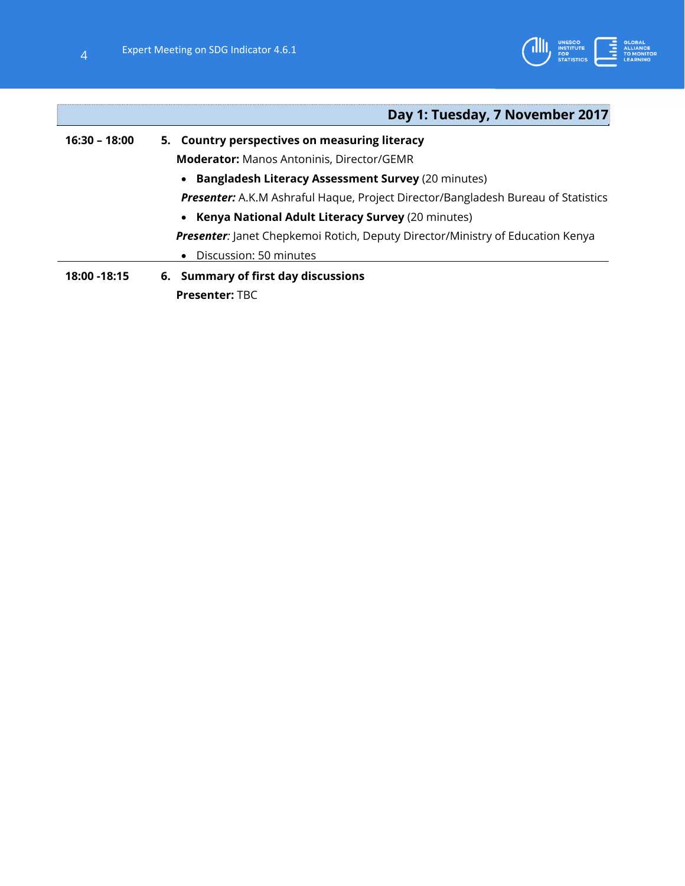## Day 1: Tuesday, 7 November 2017

| | |
|---|---|
| **16:30 – 18:00** | **5. Country perspectives on measuring literacy**<br>**Moderator:** Manos Antoninis, Director/GEMR<br>• **Bangladesh Literacy Assessment Survey** (20 minutes)<br>***Presenter:*** A.K.M Ashraful Haque, Project Director/Bangladesh Bureau of Statistics<br>• **Kenya National Adult Literacy Survey** (20 minutes)<br>***Presenter***: Janet Chepkemoi Rotich, Deputy Director/Ministry of Education Kenya<br>• Discussion: 50 minutes |
| **18:00 -18:15** | **6. Summary of first day discussions**<br>**Presenter:** TBC |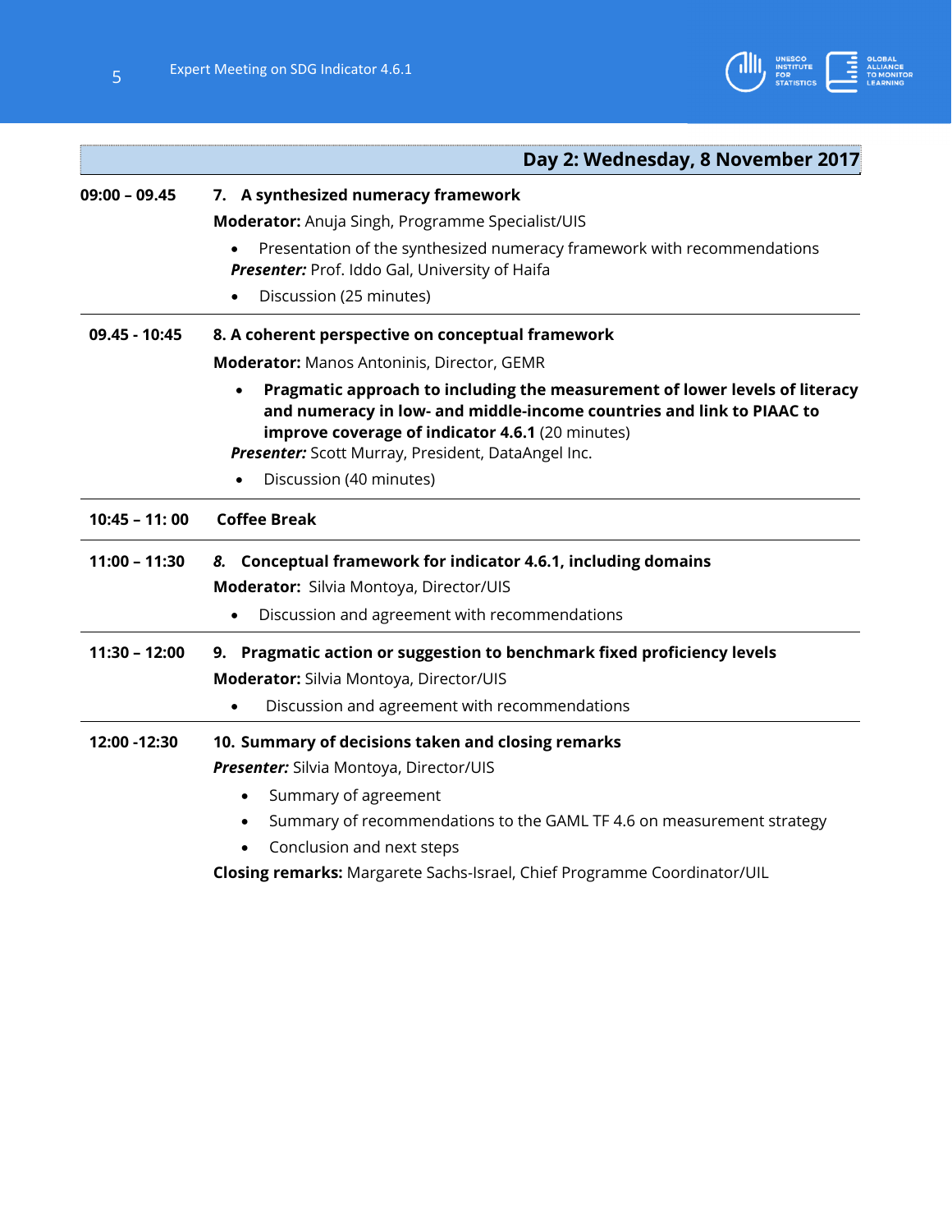## Day 2: Wednesday, 8 November 2017

| | |
|---|---|
| 09:00 – 09.45 | **7. A synthesized numeracy framework**<br>**Moderator:** Anuja Singh, Programme Specialist/UIS<br>• Presentation of the synthesized numeracy framework with recommendations<br>***Presenter:*** Prof. Iddo Gal, University of Haifa<br>• Discussion (25 minutes) |
| 09.45 - 10:45 | **8. A coherent perspective on conceptual framework**<br>**Moderator:** Manos Antoninis, Director, GEMR<br>• **Pragmatic approach to including the measurement of lower levels of literacy and numeracy in low- and middle-income countries and link to PIAAC to improve coverage of indicator 4.6.1** (20 minutes)<br>***Presenter:*** Scott Murray, President, DataAngel Inc.<br>• Discussion (40 minutes) |
| 10:45 – 11: 00 | **Coffee Break** |
| 11:00 – 11:30 | ***8.*** **Conceptual framework for indicator 4.6.1, including domains**<br>**Moderator:** Silvia Montoya, Director/UIS<br>• Discussion and agreement with recommendations |
| 11:30 – 12:00 | **9. Pragmatic action or suggestion to benchmark fixed proficiency levels**<br>**Moderator:** Silvia Montoya, Director/UIS<br>• Discussion and agreement with recommendations |
| 12:00 -12:30 | **10. Summary of decisions taken and closing remarks**<br>***Presenter:*** Silvia Montoya, Director/UIS<br>• Summary of agreement<br>• Summary of recommendations to the GAML TF 4.6 on measurement strategy<br>• Conclusion and next steps<br>**Closing remarks:** Margarete Sachs-Israel, Chief Programme Coordinator/UIL |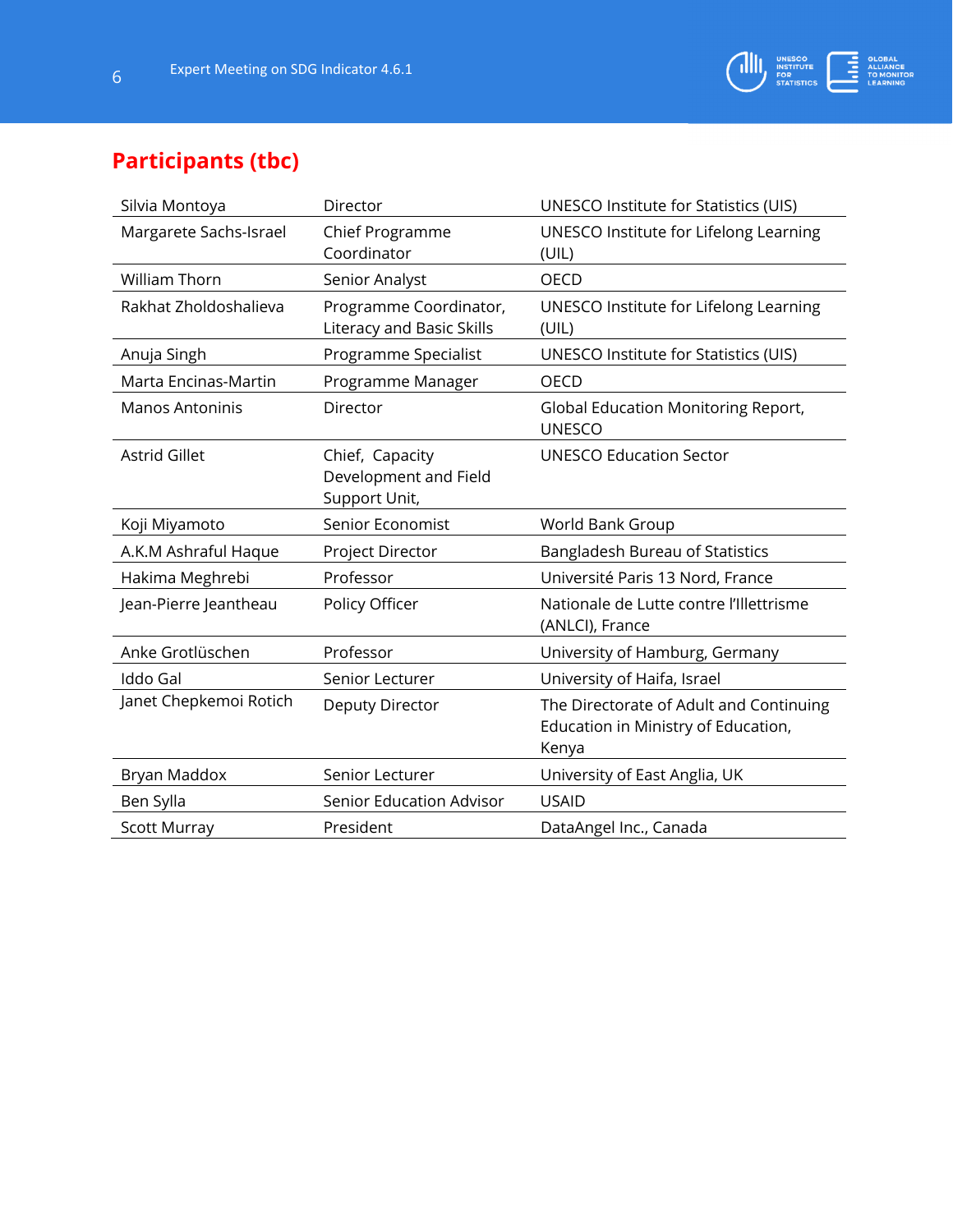## Participants (tbc)

| | | |
|---|---|---|
| Silvia Montoya | Director | UNESCO Institute for Statistics (UIS) |
| Margarete Sachs-Israel | Chief Programme Coordinator | UNESCO Institute for Lifelong Learning (UIL) |
| William Thorn | Senior Analyst | OECD |
| Rakhat Zholdoshalieva | Programme Coordinator, Literacy and Basic Skills | UNESCO Institute for Lifelong Learning (UIL) |
| Anuja Singh | Programme Specialist | UNESCO Institute for Statistics (UIS) |
| Marta Encinas-Martin | Programme Manager | OECD |
| Manos Antoninis | Director | Global Education Monitoring Report, UNESCO |
| Astrid Gillet | Chief, Capacity Development and Field Support Unit, | UNESCO Education Sector |
| Koji Miyamoto | Senior Economist | World Bank Group |
| A.K.M Ashraful Haque | Project Director | Bangladesh Bureau of Statistics |
| Hakima Meghrebi | Professor | Université Paris 13 Nord, France |
| Jean-Pierre Jeantheau | Policy Officer | Nationale de Lutte contre l'Illettrisme (ANLCI), France |
| Anke Grotlüschen | Professor | University of Hamburg, Germany |
| Iddo Gal | Senior Lecturer | University of Haifa, Israel |
| Janet Chepkemoi Rotich | Deputy Director | The Directorate of Adult and Continuing Education in Ministry of Education, Kenya |
| Bryan Maddox | Senior Lecturer | University of East Anglia, UK |
| Ben Sylla | Senior Education Advisor | USAID |
| Scott Murray | President | DataAngel Inc., Canada |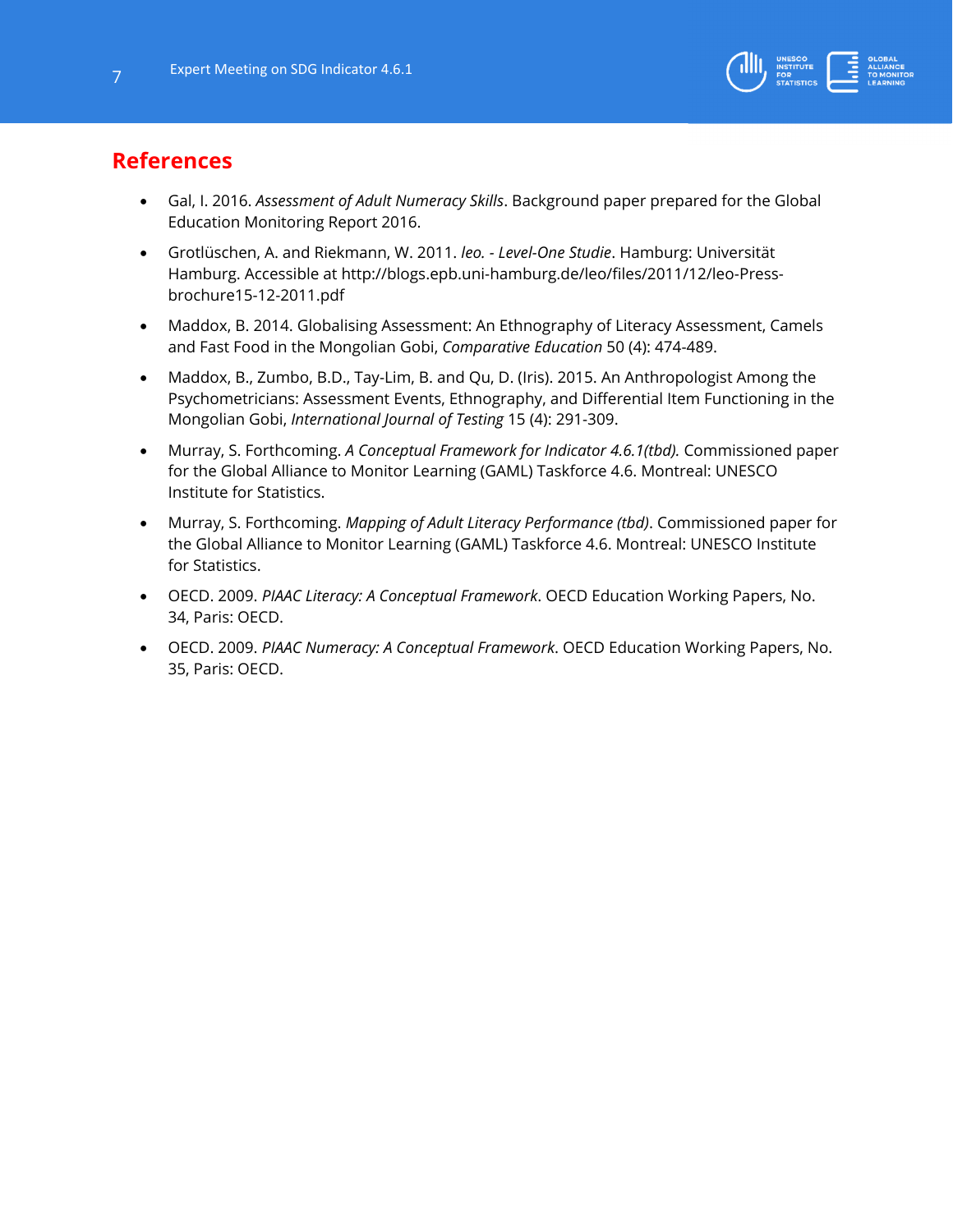## References

- Gal, I. 2016. *Assessment of Adult Numeracy Skills*. Background paper prepared for the Global Education Monitoring Report 2016.
- Grotlüschen, A. and Riekmann, W. 2011. *leo. - Level-One Studie*. Hamburg: Universität Hamburg. Accessible at http://blogs.epb.uni-hamburg.de/leo/files/2011/12/leo-Press-brochure15-12-2011.pdf
- Maddox, B. 2014. Globalising Assessment: An Ethnography of Literacy Assessment, Camels and Fast Food in the Mongolian Gobi, *Comparative Education* 50 (4): 474-489.
- Maddox, B., Zumbo, B.D., Tay-Lim, B. and Qu, D. (Iris). 2015. An Anthropologist Among the Psychometricians: Assessment Events, Ethnography, and Differential Item Functioning in the Mongolian Gobi, *International Journal of Testing* 15 (4): 291-309.
- Murray, S. Forthcoming. *A Conceptual Framework for Indicator 4.6.1(tbd).* Commissioned paper for the Global Alliance to Monitor Learning (GAML) Taskforce 4.6. Montreal: UNESCO Institute for Statistics.
- Murray, S. Forthcoming. *Mapping of Adult Literacy Performance (tbd)*. Commissioned paper for the Global Alliance to Monitor Learning (GAML) Taskforce 4.6. Montreal: UNESCO Institute for Statistics.
- OECD. 2009. *PIAAC Literacy: A Conceptual Framework*. OECD Education Working Papers, No. 34, Paris: OECD.
- OECD. 2009. *PIAAC Numeracy: A Conceptual Framework*. OECD Education Working Papers, No. 35, Paris: OECD.